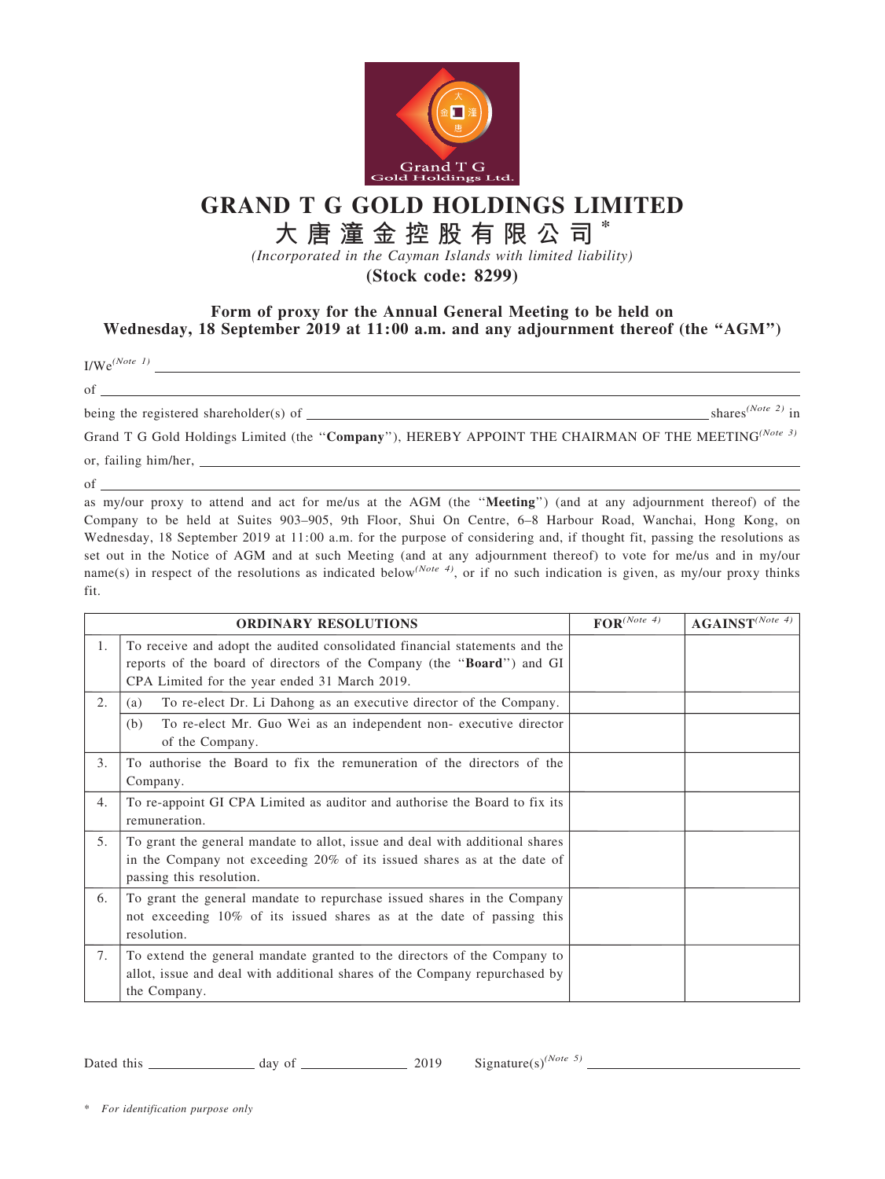# GRAND T G GOLD HOLDINGS LIMITED

## 大唐潼金控股有限公司*

*(Incorporated in the Cayman Islands with limited liability)*

**(Stock code: 8299)**

### Form of proxy for the Annual General Meeting to be held on Wednesday, 18 September 2019 at 11:00 a.m. and any adjournment thereof (the "AGM")

I/We[(Note 1)] \_\_\_\_\_\_\_\_\_\_\_\_\_\_\_\_\_\_\_\_\_\_\_\_\_\_\_\_\_\_\_\_\_\_\_\_\_\_\_\_

of \_\_\_\_\_\_\_\_\_\_\_\_\_\_\_\_\_\_\_\_\_\_\_\_\_\_\_\_\_\_\_\_\_\_\_\_\_\_\_\_

being the registered shareholder(s) of \_\_\_\_\_\_\_\_\_\_\_\_\_\_\_\_\_\_\_\_ shares[(Note 2)] in Grand T G Gold Holdings Limited (the "**Company**"), HEREBY APPOINT THE CHAIRMAN OF THE MEETING[(Note 3)]

or, failing him/her, \_\_\_\_\_\_\_\_\_\_\_\_\_\_\_\_\_\_\_\_\_\_\_\_\_\_\_\_\_\_\_\_\_\_\_\_\_\_\_\_

of \_\_\_\_\_\_\_\_\_\_\_\_\_\_\_\_\_\_\_\_\_\_\_\_\_\_\_\_\_\_\_\_\_\_\_\_\_\_\_\_

as my/our proxy to attend and act for me/us at the AGM (the "**Meeting**") (and at any adjournment thereof) of the Company to be held at Suites 903–905, 9th Floor, Shui On Centre, 6–8 Harbour Road, Wanchai, Hong Kong, on Wednesday, 18 September 2019 at 11:00 a.m. for the purpose of considering and, if thought fit, passing the resolutions as set out in the Notice of AGM and at such Meeting (and at any adjournment thereof) to vote for me/us and in my/our name(s) in respect of the resolutions as indicated below[(Note 4)], or if no such indication is given, as my/our proxy thinks fit.

| | ORDINARY RESOLUTIONS | FOR[(Note 4)] | AGAINST[(Note 4)] |
|---|---|---|---|
| 1. | To receive and adopt the audited consolidated financial statements and the reports of the board of directors of the Company (the "**Board**") and GI CPA Limited for the year ended 31 March 2019. | | |
| 2. | (a) To re-elect Dr. Li Dahong as an executive director of the Company. | | |
| | (b) To re-elect Mr. Guo Wei as an independent non- executive director of the Company. | | |
| 3. | To authorise the Board to fix the remuneration of the directors of the Company. | | |
| 4. | To re-appoint GI CPA Limited as auditor and authorise the Board to fix its remuneration. | | |
| 5. | To grant the general mandate to allot, issue and deal with additional shares in the Company not exceeding 20% of its issued shares as at the date of passing this resolution. | | |
| 6. | To grant the general mandate to repurchase issued shares in the Company not exceeding 10% of its issued shares as at the date of passing this resolution. | | |
| 7. | To extend the general mandate granted to the directors of the Company to allot, issue and deal with additional shares of the Company repurchased by the Company. | | |

Dated this \_\_\_\_\_\_\_\_ day of \_\_\_\_\_\_\_\_ 2019 Signature(s)[(Note 5)] \_\_\_\_\_\_\_\_\_\_\_\_\_\_\_\_

\* *For identification purpose only*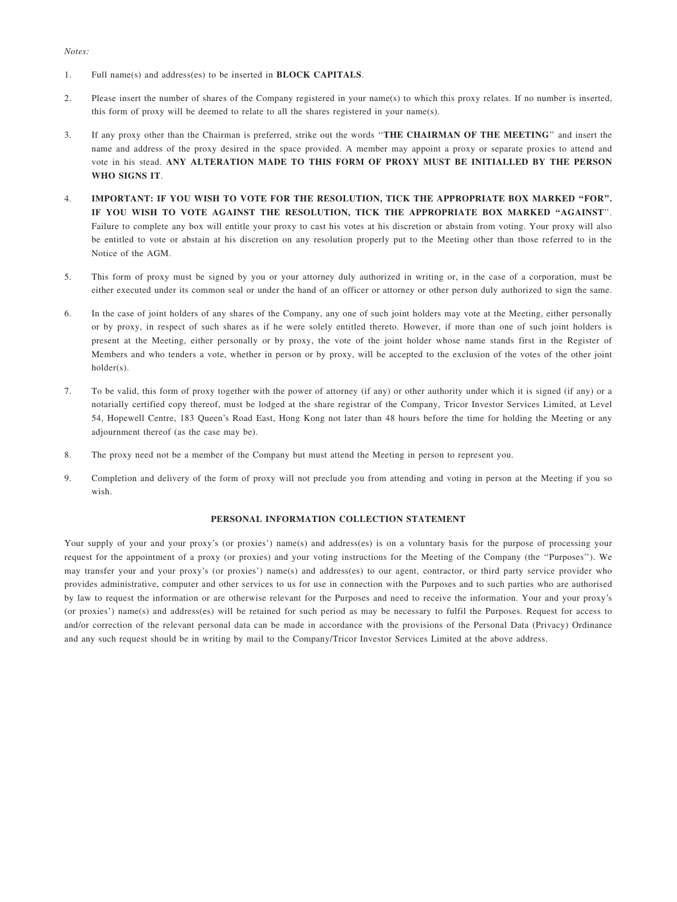*Notes:*

1. Full name(s) and address(es) to be inserted in **BLOCK CAPITALS**.

2. Please insert the number of shares of the Company registered in your name(s) to which this proxy relates. If no number is inserted, this form of proxy will be deemed to relate to all the shares registered in your name(s).

3. If any proxy other than the Chairman is preferred, strike out the words ''**THE CHAIRMAN OF THE MEETING**'' and insert the name and address of the proxy desired in the space provided. A member may appoint a proxy or separate proxies to attend and vote in his stead. **ANY ALTERATION MADE TO THIS FORM OF PROXY MUST BE INITIALLED BY THE PERSON WHO SIGNS IT**.

4. **IMPORTANT: IF YOU WISH TO VOTE FOR THE RESOLUTION, TICK THE APPROPRIATE BOX MARKED "FOR". IF YOU WISH TO VOTE AGAINST THE RESOLUTION, TICK THE APPROPRIATE BOX MARKED "AGAINST**''. Failure to complete any box will entitle your proxy to cast his votes at his discretion or abstain from voting. Your proxy will also be entitled to vote or abstain at his discretion on any resolution properly put to the Meeting other than those referred to in the Notice of the AGM.

5. This form of proxy must be signed by you or your attorney duly authorized in writing or, in the case of a corporation, must be either executed under its common seal or under the hand of an officer or attorney or other person duly authorized to sign the same.

6. In the case of joint holders of any shares of the Company, any one of such joint holders may vote at the Meeting, either personally or by proxy, in respect of such shares as if he were solely entitled thereto. However, if more than one of such joint holders is present at the Meeting, either personally or by proxy, the vote of the joint holder whose name stands first in the Register of Members and who tenders a vote, whether in person or by proxy, will be accepted to the exclusion of the votes of the other joint holder(s).

7. To be valid, this form of proxy together with the power of attorney (if any) or other authority under which it is signed (if any) or a notarially certified copy thereof, must be lodged at the share registrar of the Company, Tricor Investor Services Limited, at Level 54, Hopewell Centre, 183 Queen's Road East, Hong Kong not later than 48 hours before the time for holding the Meeting or any adjournment thereof (as the case may be).

8. The proxy need not be a member of the Company but must attend the Meeting in person to represent you.

9. Completion and delivery of the form of proxy will not preclude you from attending and voting in person at the Meeting if you so wish.

## PERSONAL INFORMATION COLLECTION STATEMENT

Your supply of your and your proxy's (or proxies') name(s) and address(es) is on a voluntary basis for the purpose of processing your request for the appointment of a proxy (or proxies) and your voting instructions for the Meeting of the Company (the ''Purposes''). We may transfer your and your proxy's (or proxies') name(s) and address(es) to our agent, contractor, or third party service provider who provides administrative, computer and other services to us for use in connection with the Purposes and to such parties who are authorised by law to request the information or are otherwise relevant for the Purposes and need to receive the information. Your and your proxy's (or proxies') name(s) and address(es) will be retained for such period as may be necessary to fulfil the Purposes. Request for access to and/or correction of the relevant personal data can be made in accordance with the provisions of the Personal Data (Privacy) Ordinance and any such request should be in writing by mail to the Company/Tricor Investor Services Limited at the above address.